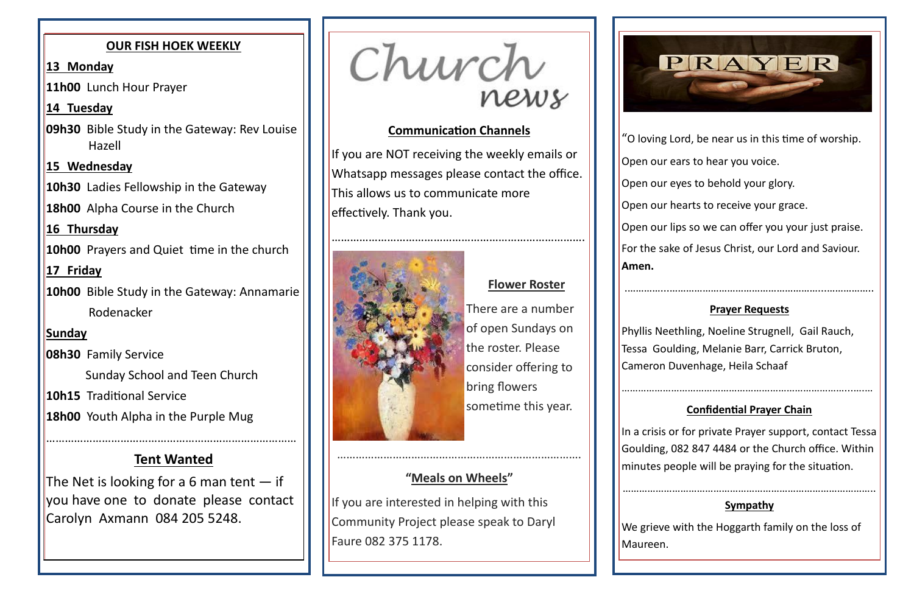## OUR FISH HOEK WEEKLY

**13 Monday**

**11h00** Lunch Hour Prayer

**14 Tuesday**

**09h30** Bible Study in the Gateway: Rev Louise Hazell

**15 Wednesday**

**10h30** Ladies Fellowship in the Gateway

**18h00** Alpha Course in the Church

**16 Thursday**

**10h00** Prayers and Quiet time in the church

**17 Friday**

**10h00** Bible Study in the Gateway: Annamarie Rodenacker

**Sunday**

**08h30** Family Service

Sunday School and Teen Church

**10h15** Traditional Service

**18h00** Youth Alpha in the Purple Mug

---

## Tent Wanted

The Net is looking for a 6 man tent — if you have one to donate please contact Carolyn Axmann 084 205 5248.

# Church news

### Communication Channels

If you are NOT receiving the weekly emails or Whatsapp messages please contact the office. This allows us to communicate more effectively. Thank you.

---

### Flower Roster

There are a number of open Sundays on the roster. Please consider offering to bring flowers sometime this year.

---

### "Meals on Wheels"

If you are interested in helping with this Community Project please speak to Daryl Faure 082 375 1178.

# PRAYER

"O loving Lord, be near us in this time of worship.

Open our ears to hear you voice.

Open our eyes to behold your glory.

Open our hearts to receive your grace.

Open our lips so we can offer you your just praise.

For the sake of Jesus Christ, our Lord and Saviour.

**Amen.**

---

### Prayer Requests

Phyllis Neethling, Noeline Strugnell, Gail Rauch, Tessa Goulding, Melanie Barr, Carrick Bruton, Cameron Duvenhage, Heila Schaaf

---

### Confidential Prayer Chain

In a crisis or for private Prayer support, contact Tessa Goulding, 082 847 4484 or the Church office. Within minutes people will be praying for the situation.

---

### Sympathy

We grieve with the Hoggarth family on the loss of Maureen.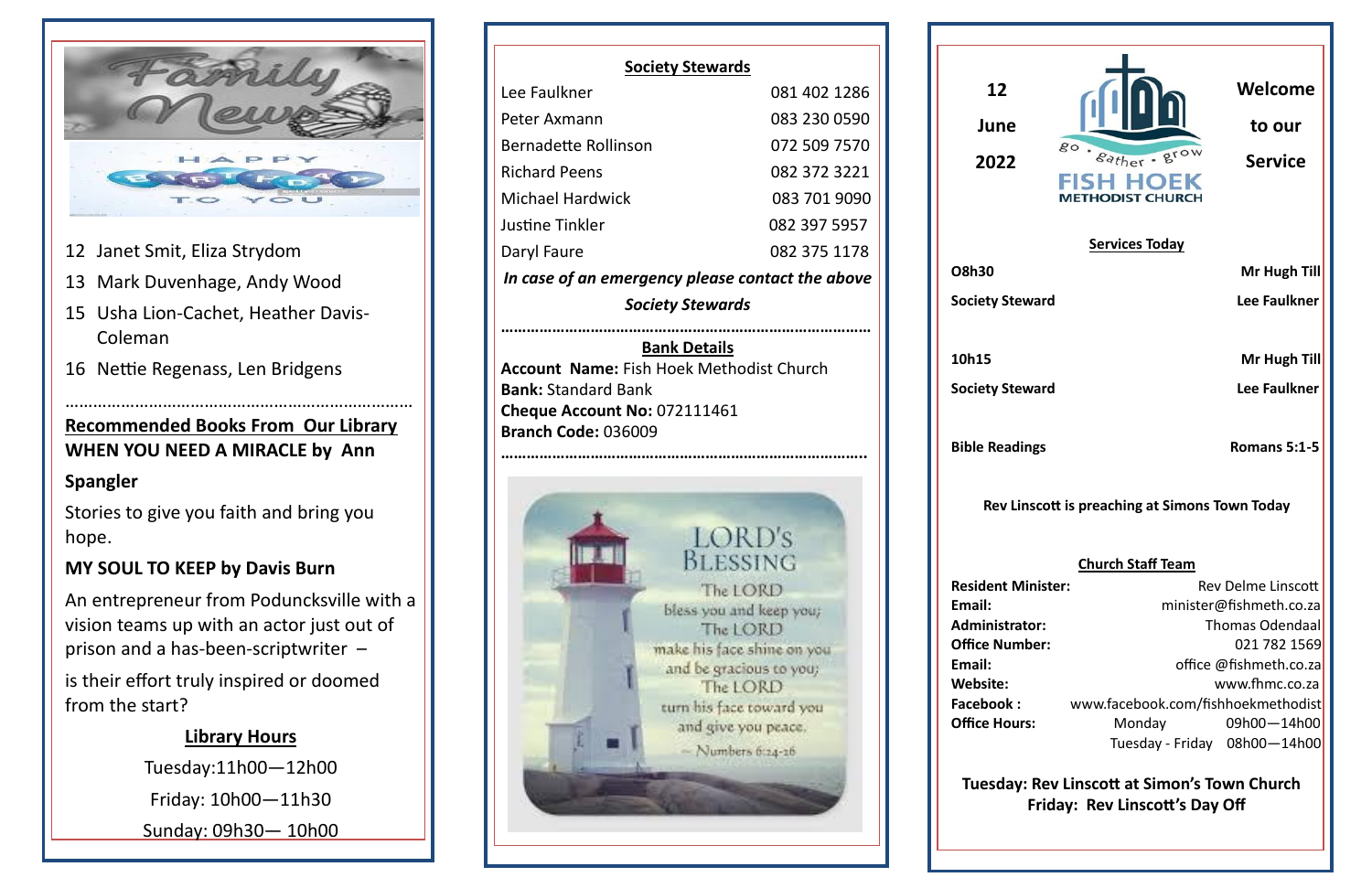# Family News

HAPPY BIRTHDAY TO YOU

12 Janet Smit, Eliza Strydom

13 Mark Duvenhage, Andy Wood

15 Usha Lion-Cachet, Heather Davis-Coleman

16 Nettie Regenass, Len Bridgens

………………………………………………………………

**Recommended Books From Our Library**

**WHEN YOU NEED A MIRACLE by Ann Spangler**

Stories to give you faith and bring you hope.

**MY SOUL TO KEEP by Davis Burn**

An entrepreneur from Poduncksville with a vision teams up with an actor just out of prison and a has-been-scriptwriter –

is their effort truly inspired or doomed from the start?

**Library Hours**

Tuesday:11h00—12h00

Friday: 10h00—11h30

Sunday: 09h30— 10h00

**Society Stewards**

| | |
|---|---|
| Lee Faulkner | 081 402 1286 |
| Peter Axmann | 083 230 0590 |
| Bernadette Rollinson | 072 509 7570 |
| Richard Peens | 082 372 3221 |
| Michael Hardwick | 083 701 9090 |
| Justine Tinkler | 082 397 5957 |
| Daryl Faure | 082 375 1178 |

***In case of an emergency please contact the above Society Stewards***

………………………………………………………………

**Bank Details**

**Account Name:** Fish Hoek Methodist Church
**Bank:** Standard Bank
**Cheque Account No:** 072111461
**Branch Code:** 036009

………………………………………………………………

LORD's BLESSING

The LORD bless you and keep you; The LORD make his face shine on you and be gracious to you; The LORD turn his face toward you and give you peace.

~ Numbers 6:24-26

**12 June 2022**

go • gather • grow
FISH HOEK METHODIST CHURCH

**Welcome to our Service**

**Services Today**

| | |
|---|---|
| **08h30** | **Mr Hugh Till** |
| **Society Steward** | **Lee Faulkner** |
| **10h15** | **Mr Hugh Till** |
| **Society Steward** | **Lee Faulkner** |
| **Bible Readings** | **Romans 5:1-5** |

**Rev Linscott is preaching at Simons Town Today**

**Church Staff Team**

| | |
|---|---|
| **Resident Minister:** | Rev Delme Linscott |
| **Email:** | minister@fishmeth.co.za |
| **Administrator:** | Thomas Odendaal |
| **Office Number:** | 021 782 1569 |
| **Email:** | office @fishmeth.co.za |
| **Website:** | www.fhmc.co.za |
| **Facebook :** | www.facebook.com/fishhoekmethodist |
| **Office Hours:** | Monday 09h00—14h00 |
| | Tuesday - Friday 08h00—14h00 |

**Tuesday: Rev Linscott at Simon's Town Church**
**Friday: Rev Linscott's Day Off**